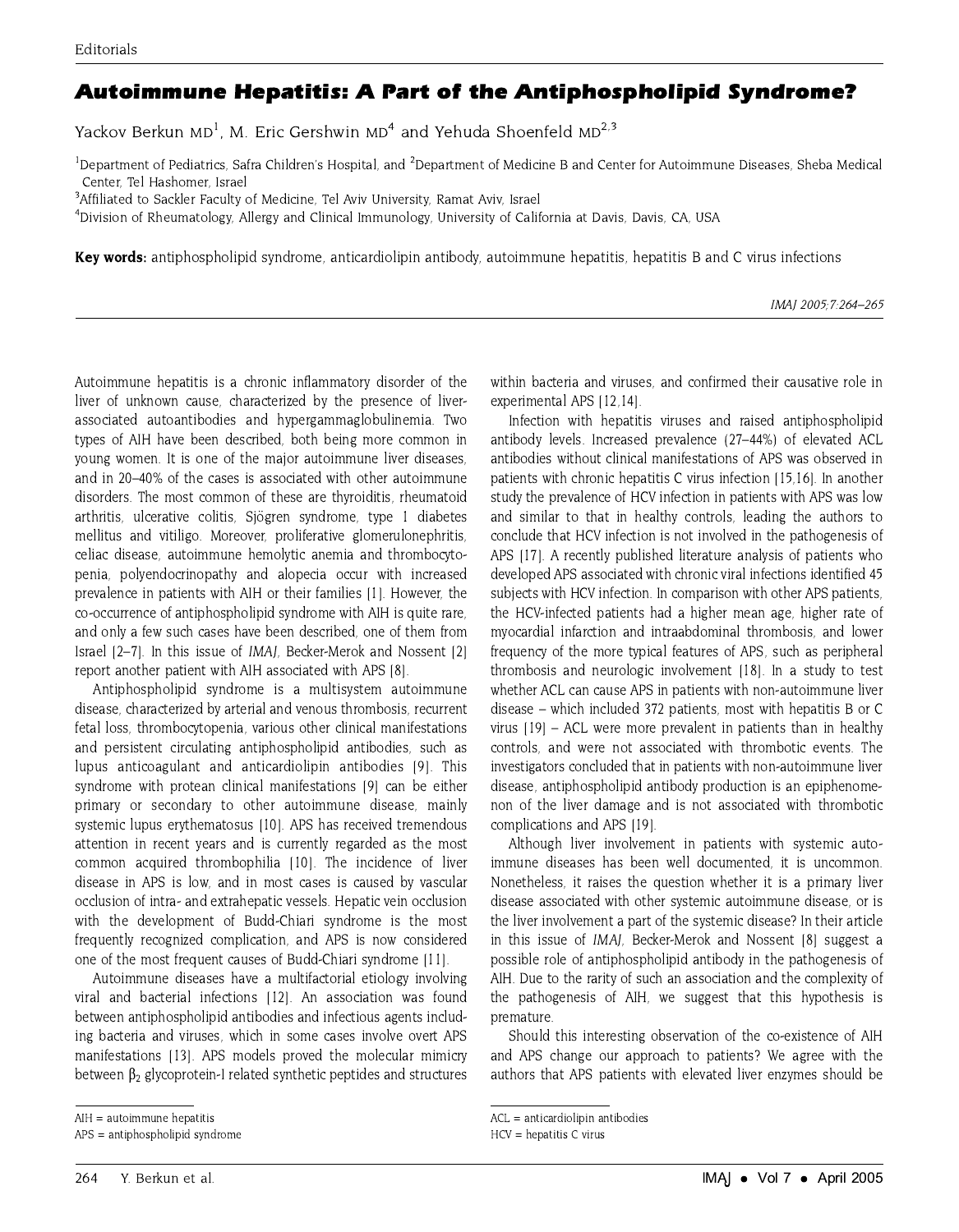Editorials

# Autoimmune Hepatitis: A Part of the Antiphospholipid Syndrome?

Yackov Berkun MD[1], M. Eric Gershwin MD[4] and Yehuda Shoenfeld MD[2,3]

[1]Department of Pediatrics, Safra Children's Hospital, and [2]Department of Medicine B and Center for Autoimmune Diseases, Sheba Medical Center, Tel Hashomer, Israel
[3]Affiliated to Sackler Faculty of Medicine, Tel Aviv University, Ramat Aviv, Israel
[4]Division of Rheumatology, Allergy and Clinical Immunology, University of California at Davis, Davis, CA, USA

**Key words:** antiphospholipid syndrome, anticardiolipin antibody, autoimmune hepatitis, hepatitis B and C virus infections

*IMAJ 2005;7:264–265*

Autoimmune hepatitis is a chronic inflammatory disorder of the liver of unknown cause, characterized by the presence of liver-associated autoantibodies and hypergammaglobulinemia. Two types of AIH have been described, both being more common in young women. It is one of the major autoimmune liver diseases, and in 20–40% of the cases is associated with other autoimmune disorders. The most common of these are thyroiditis, rheumatoid arthritis, ulcerative colitis, Sjögren syndrome, type 1 diabetes mellitus and vitiligo. Moreover, proliferative glomerulonephritis, celiac disease, autoimmune hemolytic anemia and thrombocytopenia, polyendocrinopathy and alopecia occur with increased prevalence in patients with AIH or their families [1]. However, the co-occurrence of antiphospholipid syndrome with AIH is quite rare, and only a few such cases have been described, one of them from Israel [2–7]. In this issue of *IMAJ*, Becker-Merok and Nossent [2] report another patient with AIH associated with APS [8].

Antiphospholipid syndrome is a multisystem autoimmune disease, characterized by arterial and venous thrombosis, recurrent fetal loss, thrombocytopenia, various other clinical manifestations and persistent circulating antiphospholipid antibodies, such as lupus anticoagulant and anticardiolipin antibodies [9]. This syndrome with protean clinical manifestations [9] can be either primary or secondary to other autoimmune disease, mainly systemic lupus erythematosus [10]. APS has received tremendous attention in recent years and is currently regarded as the most common acquired thrombophilia [10]. The incidence of liver disease in APS is low, and in most cases is caused by vascular occlusion of intra- and extrahepatic vessels. Hepatic vein occlusion with the development of Budd-Chiari syndrome is the most frequently recognized complication, and APS is now considered one of the most frequent causes of Budd-Chiari syndrome [11].

Autoimmune diseases have a multifactorial etiology involving viral and bacterial infections [12]. An association was found between antiphospholipid antibodies and infectious agents including bacteria and viruses, which in some cases involve overt APS manifestations [13]. APS models proved the molecular mimicry between $\beta_2$ glycoprotein-I related synthetic peptides and structures within bacteria and viruses, and confirmed their causative role in experimental APS [12,14].

Infection with hepatitis viruses and raised antiphospholipid antibody levels. Increased prevalence (27–44%) of elevated ACL antibodies without clinical manifestations of APS was observed in patients with chronic hepatitis C virus infection [15,16]. In another study the prevalence of HCV infection in patients with APS was low and similar to that in healthy controls, leading the authors to conclude that HCV infection is not involved in the pathogenesis of APS [17]. A recently published literature analysis of patients who developed APS associated with chronic viral infections identified 45 subjects with HCV infection. In comparison with other APS patients, the HCV-infected patients had a higher mean age, higher rate of myocardial infarction and intraabdominal thrombosis, and lower frequency of the more typical features of APS, such as peripheral thrombosis and neurologic involvement [18]. In a study to test whether ACL can cause APS in patients with non-autoimmune liver disease – which included 372 patients, most with hepatitis B or C virus [19] – ACL were more prevalent in patients than in healthy controls, and were not associated with thrombotic events. The investigators concluded that in patients with non-autoimmune liver disease, antiphospholipid antibody production is an epiphenomenon of the liver damage and is not associated with thrombotic complications and APS [19].

Although liver involvement in patients with systemic autoimmune diseases has been well documented, it is uncommon. Nonetheless, it raises the question whether it is a primary liver disease associated with other systemic autoimmune disease, or is the liver involvement a part of the systemic disease? In their article in this issue of *IMAJ*, Becker-Merok and Nossent [8] suggest a possible role of antiphospholipid antibody in the pathogenesis of AIH. Due to the rarity of such an association and the complexity of the pathogenesis of AIH, we suggest that this hypothesis is premature.

Should this interesting observation of the co-existence of AIH and APS change our approach to patients? We agree with the authors that APS patients with elevated liver enzymes should be

---

AIH = autoimmune hepatitis
APS = antiphospholipid syndrome
ACL = anticardiolipin antibodies
HCV = hepatitis C virus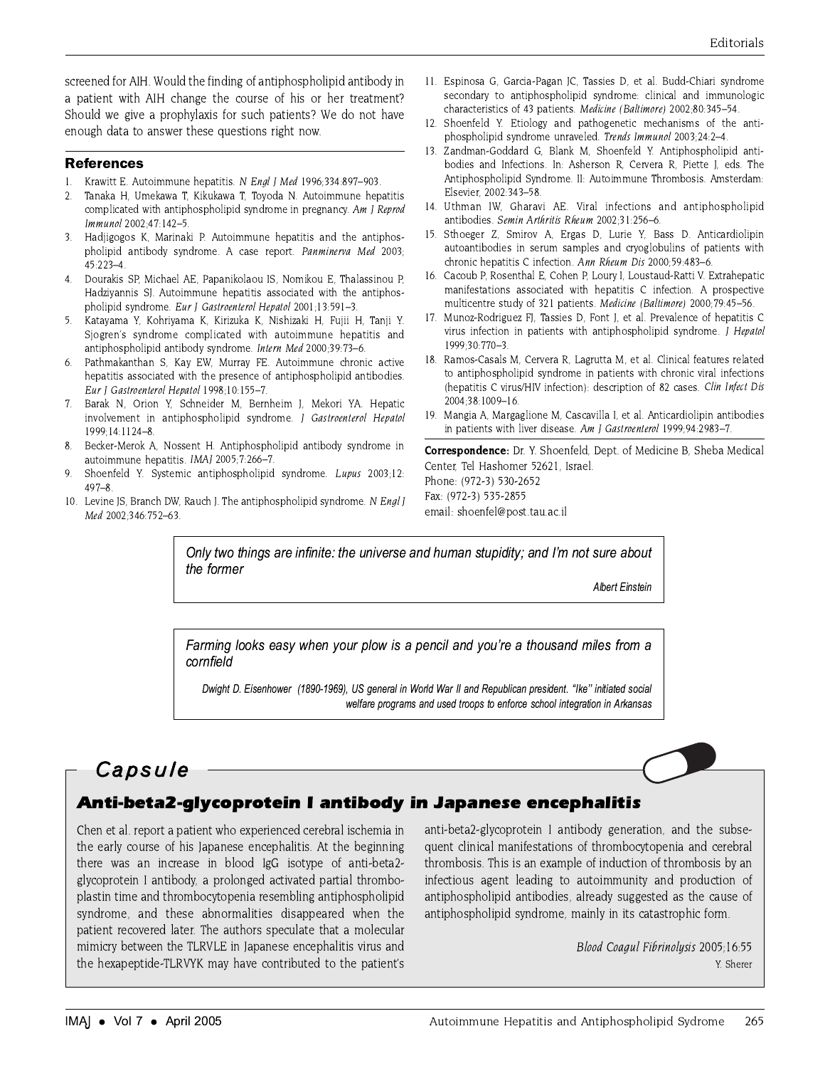screened for AIH. Would the finding of antiphospholipid antibody in a patient with AIH change the course of his or her treatment? Should we give a prophylaxis for such patients? We do not have enough data to answer these questions right now.

## References

1. Krawitt E. Autoimmune hepatitis. *N Engl J Med* 1996;334:897–903.
2. Tanaka H, Umekawa T, Kikukawa T, Toyoda N. Autoimmune hepatitis complicated with antiphospholipid syndrome in pregnancy. *Am J Reprod Immunol* 2002;47:142–5.
3. Hadjigogos K, Marinaki P. Autoimmune hepatitis and the antiphospholipid antibody syndrome. A case report. *Panminerva Med* 2003; 45:223–4.
4. Dourakis SP, Michael AE, Papanikolaou IS, Nomikou E, Thalassinou P, Hadziyannis SJ. Autoimmune hepatitis associated with the antiphospholipid syndrome. *Eur J Gastroenterol Hepatol* 2001;13:591–3.
5. Katayama Y, Kohriyama K, Kirizuka K, Nishizaki H, Fujii H, Tanji Y. Sjogren's syndrome complicated with autoimmune hepatitis and antiphospholipid antibody syndrome. *Intern Med* 2000;39:73–6.
6. Pathmakanthan S, Kay EW, Murray FE. Autoimmune chronic active hepatitis associated with the presence of antiphospholipid antibodies. *Eur J Gastroenterol Hepatol* 1998;10:155–7.
7. Barak N, Orion Y, Schneider M, Bernheim J, Mekori YA. Hepatic involvement in antiphospholipid syndrome. *J Gastroenterol Hepatol* 1999;14:1124–8.
8. Becker-Merok A, Nossent H. Antiphospholipid antibody syndrome in autoimmune hepatitis. *IMAJ* 2005;7:266–7.
9. Shoenfeld Y. Systemic antiphospholipid syndrome. *Lupus* 2003;12: 497–8.
10. Levine JS, Branch DW, Rauch J. The antiphospholipid syndrome. *N Engl J Med* 2002;346:752–63.
11. Espinosa G, Garcia-Pagan JC, Tassies D, et al. Budd-Chiari syndrome secondary to antiphospholipid syndrome: clinical and immunologic characteristics of 43 patients. *Medicine (Baltimore)* 2002;80:345–54.
12. Shoenfeld Y. Etiology and pathogenetic mechanisms of the antiphospholipid syndrome unraveled. *Trends Immunol* 2003;24:2–4.
13. Zandman-Goddard G, Blank M, Shoenfeld Y. Antiphospholipid antibodies and Infections. In: Asherson R, Cervera R, Piette J, eds. The Antiphospholipid Syndrome. II: Autoimmune Thrombosis. Amsterdam: Elsevier, 2002:343–58.
14. Uthman IW, Gharavi AE. Viral infections and antiphospholipid antibodies. *Semin Arthritis Rheum* 2002;31:256–6.
15. Sthoeger Z, Smirov A, Ergas D, Lurie Y, Bass D. Anticardiolipin autoantibodies in serum samples and cryoglobulins of patients with chronic hepatitis C infection. *Ann Rheum Dis* 2000;59:483–6.
16. Cacoub P, Rosenthal E, Cohen P, Loury I, Loustaud-Ratti V. Extrahepatic manifestations associated with hepatitis C infection. A prospective multicentre study of 321 patients. *Medicine (Baltimore)* 2000;79:45–56.
17. Munoz-Rodriguez FJ, Tassies D, Font J, et al. Prevalence of hepatitis C virus infection in patients with antiphospholipid syndrome. *J Hepatol* 1999;30:770–3.
18. Ramos-Casals M, Cervera R, Lagrutta M, et al. Clinical features related to antiphospholipid syndrome in patients with chronic viral infections (hepatitis C virus/HIV infection): description of 82 cases. *Clin Infect Dis* 2004;38:1009–16.
19. Mangia A, Margaglione M, Cascavilla I, et al. Anticardiolipin antibodies in patients with liver disease. *Am J Gastroenterol* 1999;94:2983–7.

**Correspondence:** Dr. Y. Shoenfeld, Dept. of Medicine B, Sheba Medical Center, Tel Hashomer 52621, Israel.
Phone: (972-3) 530-2652
Fax: (972-3) 535-2855
email: shoenfel@post.tau.ac.il

> *Only two things are infinite: the universe and human stupidity; and I'm not sure about the former*
>
> *Albert Einstein*

> *Farming looks easy when your plow is a pencil and you're a thousand miles from a cornfield*
>
> *Dwight D. Eisenhower (1890-1969), US general in World War II and Republican president. "Ike" initiated social welfare programs and used troops to enforce school integration in Arkansas*

## Capsule

### Anti-beta2-glycoprotein I antibody in Japanese encephalitis

Chen et al. report a patient who experienced cerebral ischemia in the early course of his Japanese encephalitis. At the beginning there was an increase in blood IgG isotype of anti-beta2-glycoprotein I antibody, a prolonged activated partial thromboplastin time and thrombocytopenia resembling antiphospholipid syndrome, and these abnormalities disappeared when the patient recovered later. The authors speculate that a molecular mimicry between the TLRVLE in Japanese encephalitis virus and the hexapeptide-TLRVYK may have contributed to the patient's anti-beta2-glycoprotein I antibody generation, and the subsequent clinical manifestations of thrombocytopenia and cerebral thrombosis. This is an example of induction of thrombosis by an infectious agent leading to autoimmunity and production of antiphospholipid antibodies, already suggested as the cause of antiphospholipid syndrome, mainly in its catastrophic form.

*Blood Coagul Fibrinolysis* 2005;16:55

Y. Sherer